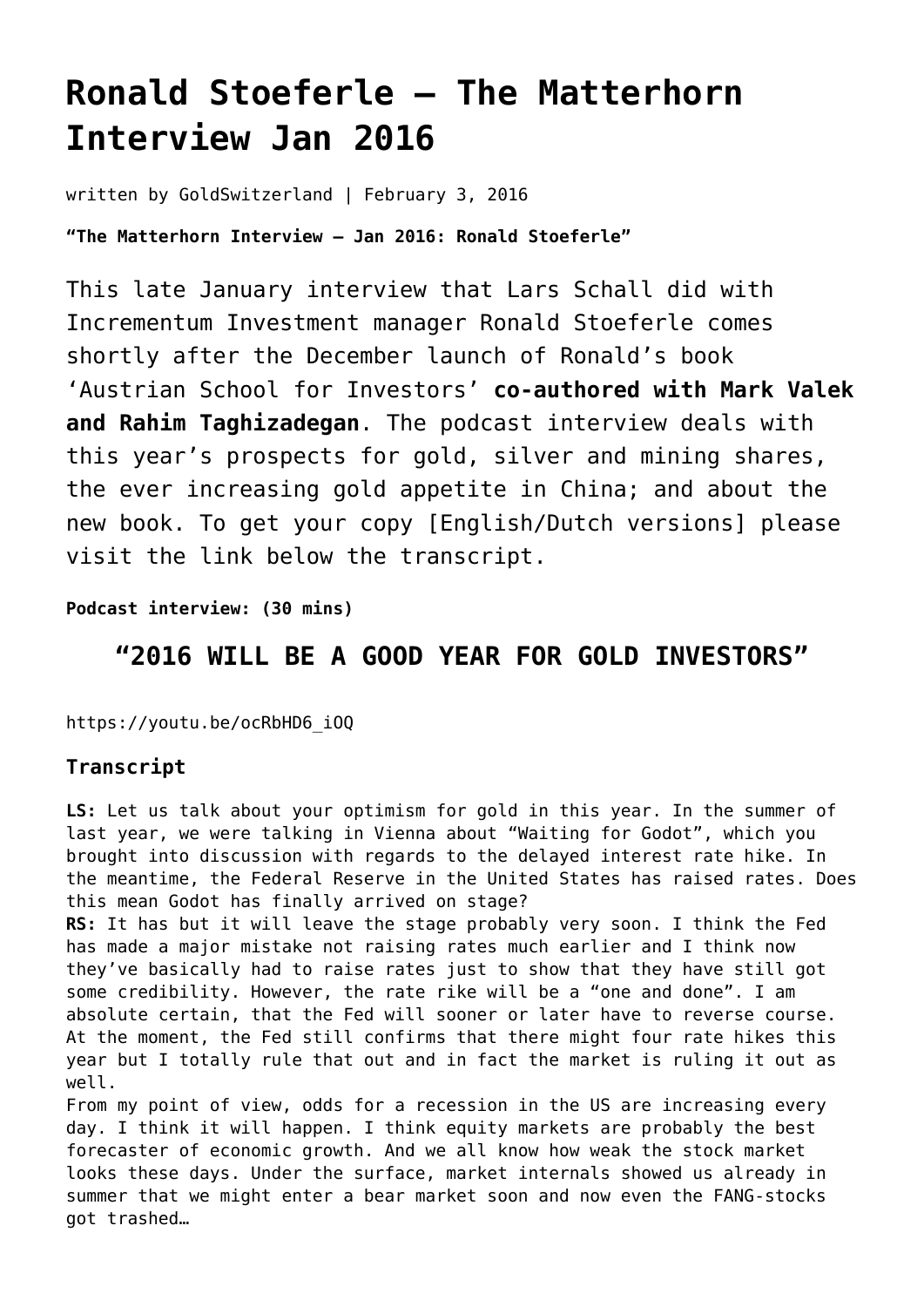# Ronald Stoeferle – The Matterhorn Interview Jan 2016

written by GoldSwitzerland | February 3, 2016

**"The Matterhorn Interview – Jan 2016: Ronald Stoeferle"**

This late January interview that Lars Schall did with Incrementum Investment manager Ronald Stoeferle comes shortly after the December launch of Ronald's book 'Austrian School for Investors' **co-authored with Mark Valek and Rahim Taghizadegan**. The podcast interview deals with this year's prospects for gold, silver and mining shares, the ever increasing gold appetite in China; and about the new book. To get your copy [English/Dutch versions] please visit the link below the transcript.

**Podcast interview: (30 mins)**

## "2016 WILL BE A GOOD YEAR FOR GOLD INVESTORS"

https://youtu.be/ocRbHD6_iOQ

### Transcript

**LS:** Let us talk about your optimism for gold in this year. In the summer of last year, we were talking in Vienna about "Waiting for Godot", which you brought into discussion with regards to the delayed interest rate hike. In the meantime, the Federal Reserve in the United States has raised rates. Does this mean Godot has finally arrived on stage?

**RS:** It has but it will leave the stage probably very soon. I think the Fed has made a major mistake not raising rates much earlier and I think now they've basically had to raise rates just to show that they have still got some credibility. However, the rate rike will be a "one and done". I am absolute certain, that the Fed will sooner or later have to reverse course. At the moment, the Fed still confirms that there might four rate hikes this year but I totally rule that out and in fact the market is ruling it out as well.

From my point of view, odds for a recession in the US are increasing every day. I think it will happen. I think equity markets are probably the best forecaster of economic growth. And we all know how weak the stock market looks these days. Under the surface, market internals showed us already in summer that we might enter a bear market soon and now even the FANG-stocks got trashed…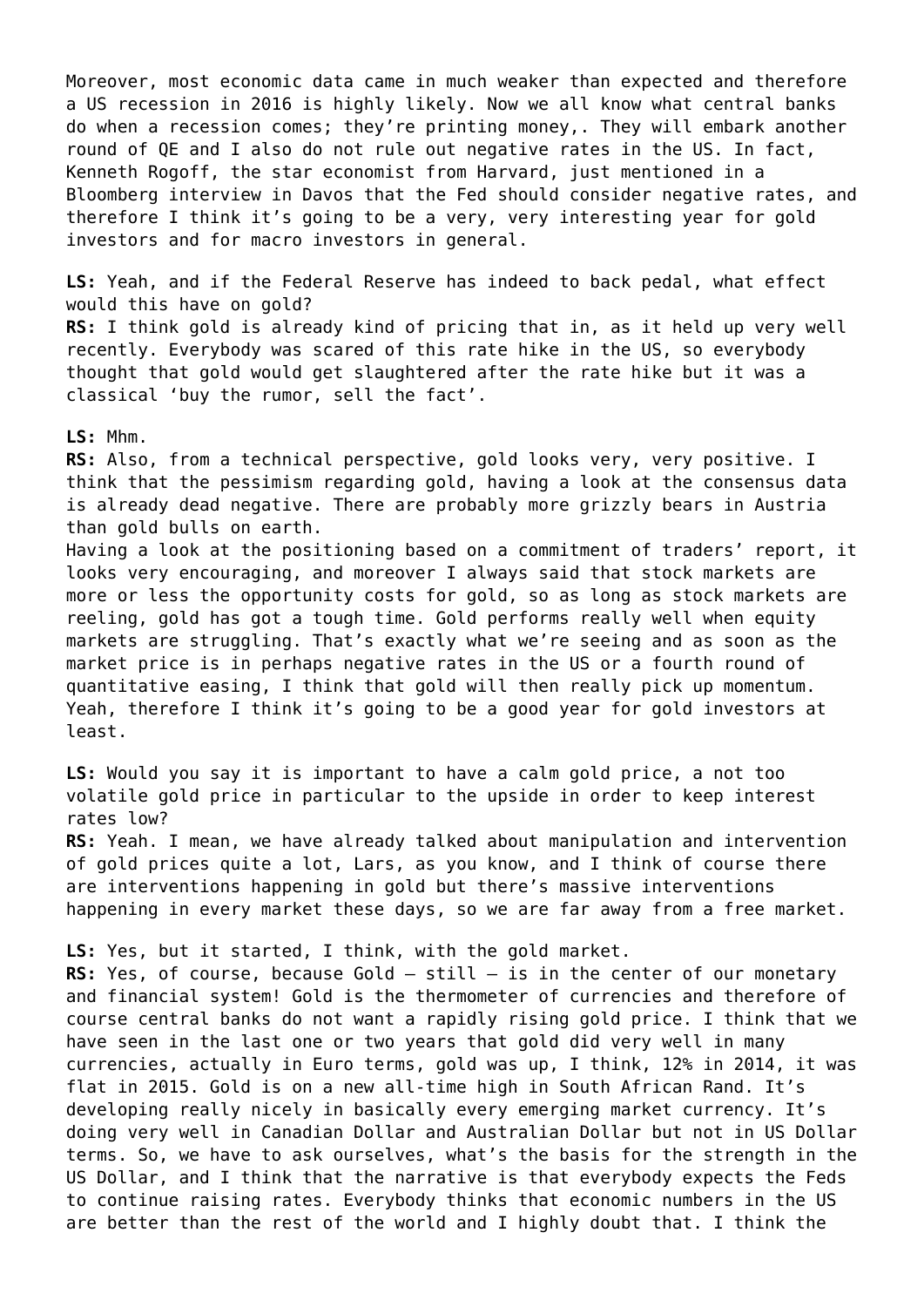Moreover, most economic data came in much weaker than expected and therefore a US recession in 2016 is highly likely. Now we all know what central banks do when a recession comes; they're printing money,. They will embark another round of QE and I also do not rule out negative rates in the US. In fact, Kenneth Rogoff, the star economist from Harvard, just mentioned in a Bloomberg interview in Davos that the Fed should consider negative rates, and therefore I think it's going to be a very, very interesting year for gold investors and for macro investors in general.

**LS:** Yeah, and if the Federal Reserve has indeed to back pedal, what effect would this have on gold?
**RS:** I think gold is already kind of pricing that in, as it held up very well recently. Everybody was scared of this rate hike in the US, so everybody thought that gold would get slaughtered after the rate hike but it was a classical 'buy the rumor, sell the fact'.

**LS:** Mhm.
**RS:** Also, from a technical perspective, gold looks very, very positive. I think that the pessimism regarding gold, having a look at the consensus data is already dead negative. There are probably more grizzly bears in Austria than gold bulls on earth.
Having a look at the positioning based on a commitment of traders' report, it looks very encouraging, and moreover I always said that stock markets are more or less the opportunity costs for gold, so as long as stock markets are reeling, gold has got a tough time. Gold performs really well when equity markets are struggling. That's exactly what we're seeing and as soon as the market price is in perhaps negative rates in the US or a fourth round of quantitative easing, I think that gold will then really pick up momentum. Yeah, therefore I think it's going to be a good year for gold investors at least.

**LS:** Would you say it is important to have a calm gold price, a not too volatile gold price in particular to the upside in order to keep interest rates low?
**RS:** Yeah. I mean, we have already talked about manipulation and intervention of gold prices quite a lot, Lars, as you know, and I think of course there are interventions happening in gold but there's massive interventions happening in every market these days, so we are far away from a free market.

**LS:** Yes, but it started, I think, with the gold market.
**RS:** Yes, of course, because Gold – still – is in the center of our monetary and financial system! Gold is the thermometer of currencies and therefore of course central banks do not want a rapidly rising gold price. I think that we have seen in the last one or two years that gold did very well in many currencies, actually in Euro terms, gold was up, I think, 12% in 2014, it was flat in 2015. Gold is on a new all-time high in South African Rand. It's developing really nicely in basically every emerging market currency. It's doing very well in Canadian Dollar and Australian Dollar but not in US Dollar terms. So, we have to ask ourselves, what's the basis for the strength in the US Dollar, and I think that the narrative is that everybody expects the Feds to continue raising rates. Everybody thinks that economic numbers in the US are better than the rest of the world and I highly doubt that. I think the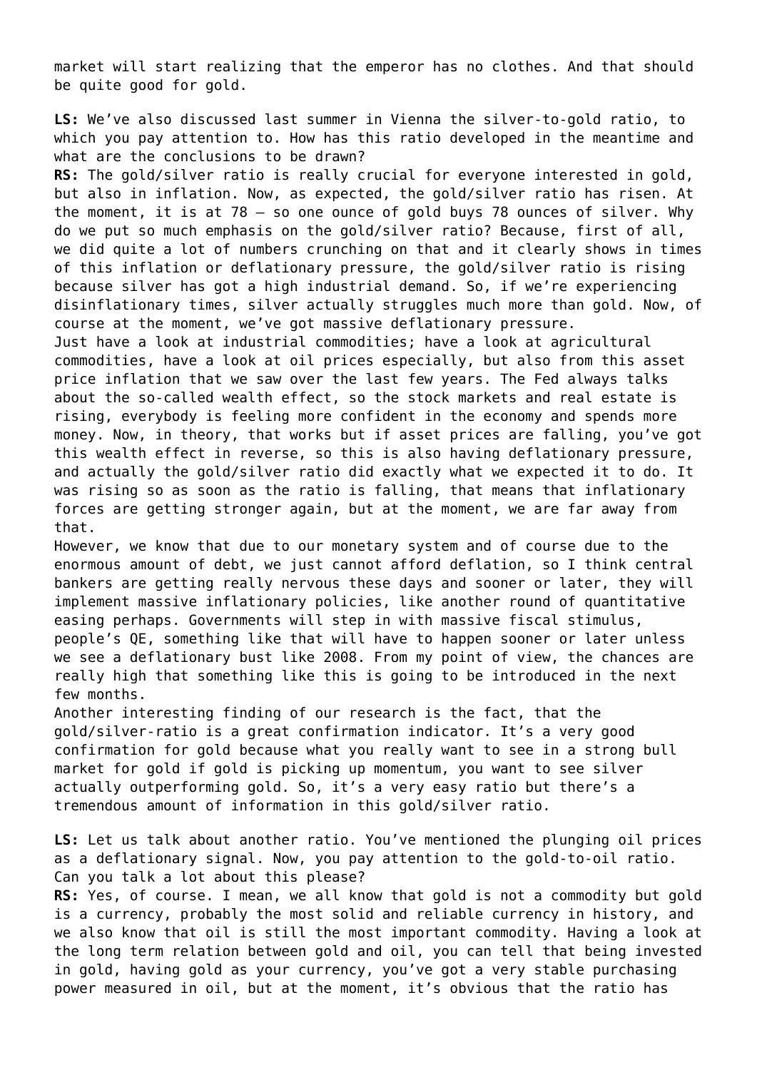market will start realizing that the emperor has no clothes. And that should be quite good for gold.

**LS:** We've also discussed last summer in Vienna the silver-to-gold ratio, to which you pay attention to. How has this ratio developed in the meantime and what are the conclusions to be drawn?

**RS:** The gold/silver ratio is really crucial for everyone interested in gold, but also in inflation. Now, as expected, the gold/silver ratio has risen. At the moment, it is at 78 – so one ounce of gold buys 78 ounces of silver. Why do we put so much emphasis on the gold/silver ratio? Because, first of all, we did quite a lot of numbers crunching on that and it clearly shows in times of this inflation or deflationary pressure, the gold/silver ratio is rising because silver has got a high industrial demand. So, if we're experiencing disinflationary times, silver actually struggles much more than gold. Now, of course at the moment, we've got massive deflationary pressure.

Just have a look at industrial commodities; have a look at agricultural commodities, have a look at oil prices especially, but also from this asset price inflation that we saw over the last few years. The Fed always talks about the so-called wealth effect, so the stock markets and real estate is rising, everybody is feeling more confident in the economy and spends more money. Now, in theory, that works but if asset prices are falling, you've got this wealth effect in reverse, so this is also having deflationary pressure, and actually the gold/silver ratio did exactly what we expected it to do. It was rising so as soon as the ratio is falling, that means that inflationary forces are getting stronger again, but at the moment, we are far away from that.

However, we know that due to our monetary system and of course due to the enormous amount of debt, we just cannot afford deflation, so I think central bankers are getting really nervous these days and sooner or later, they will implement massive inflationary policies, like another round of quantitative easing perhaps. Governments will step in with massive fiscal stimulus, people's QE, something like that will have to happen sooner or later unless we see a deflationary bust like 2008. From my point of view, the chances are really high that something like this is going to be introduced in the next few months.

Another interesting finding of our research is the fact, that the gold/silver-ratio is a great confirmation indicator. It's a very good confirmation for gold because what you really want to see in a strong bull market for gold if gold is picking up momentum, you want to see silver actually outperforming gold. So, it's a very easy ratio but there's a tremendous amount of information in this gold/silver ratio.

**LS:** Let us talk about another ratio. You've mentioned the plunging oil prices as a deflationary signal. Now, you pay attention to the gold-to-oil ratio. Can you talk a lot about this please?

**RS:** Yes, of course. I mean, we all know that gold is not a commodity but gold is a currency, probably the most solid and reliable currency in history, and we also know that oil is still the most important commodity. Having a look at the long term relation between gold and oil, you can tell that being invested in gold, having gold as your currency, you've got a very stable purchasing power measured in oil, but at the moment, it's obvious that the ratio has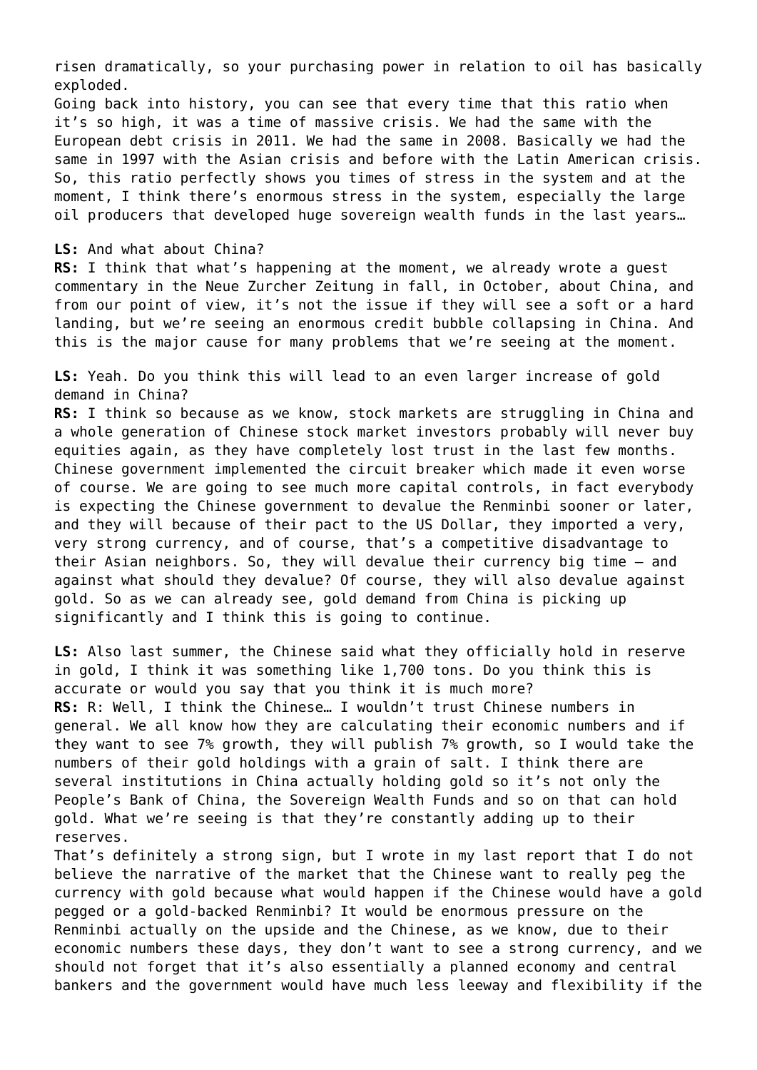risen dramatically, so your purchasing power in relation to oil has basically exploded.

Going back into history, you can see that every time that this ratio when it's so high, it was a time of massive crisis. We had the same with the European debt crisis in 2011. We had the same in 2008. Basically we had the same in 1997 with the Asian crisis and before with the Latin American crisis. So, this ratio perfectly shows you times of stress in the system and at the moment, I think there's enormous stress in the system, especially the large oil producers that developed huge sovereign wealth funds in the last years…

**LS:** And what about China?

**RS:** I think that what's happening at the moment, we already wrote a guest commentary in the Neue Zurcher Zeitung in fall, in October, about China, and from our point of view, it's not the issue if they will see a soft or a hard landing, but we're seeing an enormous credit bubble collapsing in China. And this is the major cause for many problems that we're seeing at the moment.

**LS:** Yeah. Do you think this will lead to an even larger increase of gold demand in China?

**RS:** I think so because as we know, stock markets are struggling in China and a whole generation of Chinese stock market investors probably will never buy equities again, as they have completely lost trust in the last few months. Chinese government implemented the circuit breaker which made it even worse of course. We are going to see much more capital controls, in fact everybody is expecting the Chinese government to devalue the Renminbi sooner or later, and they will because of their pact to the US Dollar, they imported a very, very strong currency, and of course, that's a competitive disadvantage to their Asian neighbors. So, they will devalue their currency big time – and against what should they devalue? Of course, they will also devalue against gold. So as we can already see, gold demand from China is picking up significantly and I think this is going to continue.

**LS:** Also last summer, the Chinese said what they officially hold in reserve in gold, I think it was something like 1,700 tons. Do you think this is accurate or would you say that you think it is much more?

**RS:** R: Well, I think the Chinese… I wouldn't trust Chinese numbers in general. We all know how they are calculating their economic numbers and if they want to see 7% growth, they will publish 7% growth, so I would take the numbers of their gold holdings with a grain of salt. I think there are several institutions in China actually holding gold so it's not only the People's Bank of China, the Sovereign Wealth Funds and so on that can hold gold. What we're seeing is that they're constantly adding up to their reserves.

That's definitely a strong sign, but I wrote in my last report that I do not believe the narrative of the market that the Chinese want to really peg the currency with gold because what would happen if the Chinese would have a gold pegged or a gold-backed Renminbi? It would be enormous pressure on the Renminbi actually on the upside and the Chinese, as we know, due to their economic numbers these days, they don't want to see a strong currency, and we should not forget that it's also essentially a planned economy and central bankers and the government would have much less leeway and flexibility if the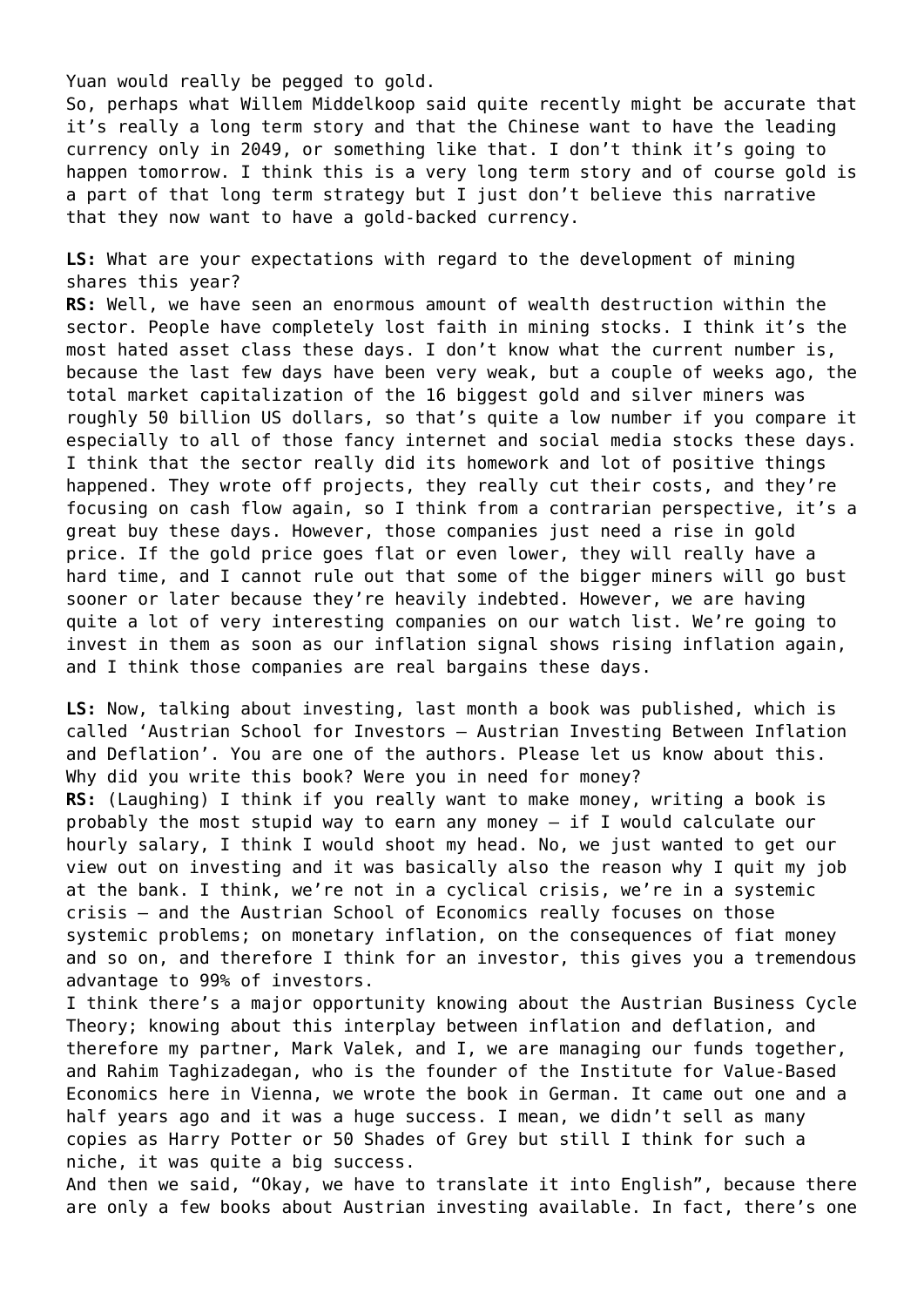Yuan would really be pegged to gold.

So, perhaps what Willem Middelkoop said quite recently might be accurate that it's really a long term story and that the Chinese want to have the leading currency only in 2049, or something like that. I don't think it's going to happen tomorrow. I think this is a very long term story and of course gold is a part of that long term strategy but I just don't believe this narrative that they now want to have a gold-backed currency.

**LS:** What are your expectations with regard to the development of mining shares this year?

**RS:** Well, we have seen an enormous amount of wealth destruction within the sector. People have completely lost faith in mining stocks. I think it's the most hated asset class these days. I don't know what the current number is, because the last few days have been very weak, but a couple of weeks ago, the total market capitalization of the 16 biggest gold and silver miners was roughly 50 billion US dollars, so that's quite a low number if you compare it especially to all of those fancy internet and social media stocks these days. I think that the sector really did its homework and lot of positive things happened. They wrote off projects, they really cut their costs, and they're focusing on cash flow again, so I think from a contrarian perspective, it's a great buy these days. However, those companies just need a rise in gold price. If the gold price goes flat or even lower, they will really have a hard time, and I cannot rule out that some of the bigger miners will go bust sooner or later because they're heavily indebted. However, we are having quite a lot of very interesting companies on our watch list. We're going to invest in them as soon as our inflation signal shows rising inflation again, and I think those companies are real bargains these days.

**LS:** Now, talking about investing, last month a book was published, which is called 'Austrian School for Investors – Austrian Investing Between Inflation and Deflation'. You are one of the authors. Please let us know about this. Why did you write this book? Were you in need for money?

**RS:** (Laughing) I think if you really want to make money, writing a book is probably the most stupid way to earn any money – if I would calculate our hourly salary, I think I would shoot my head. No, we just wanted to get our view out on investing and it was basically also the reason why I quit my job at the bank. I think, we're not in a cyclical crisis, we're in a systemic crisis – and the Austrian School of Economics really focuses on those systemic problems; on monetary inflation, on the consequences of fiat money and so on, and therefore I think for an investor, this gives you a tremendous advantage to 99% of investors.

I think there's a major opportunity knowing about the Austrian Business Cycle Theory; knowing about this interplay between inflation and deflation, and therefore my partner, Mark Valek, and I, we are managing our funds together, and Rahim Taghizadegan, who is the founder of the Institute for Value-Based Economics here in Vienna, we wrote the book in German. It came out one and a half years ago and it was a huge success. I mean, we didn't sell as many copies as Harry Potter or 50 Shades of Grey but still I think for such a niche, it was quite a big success.

And then we said, "Okay, we have to translate it into English", because there are only a few books about Austrian investing available. In fact, there's one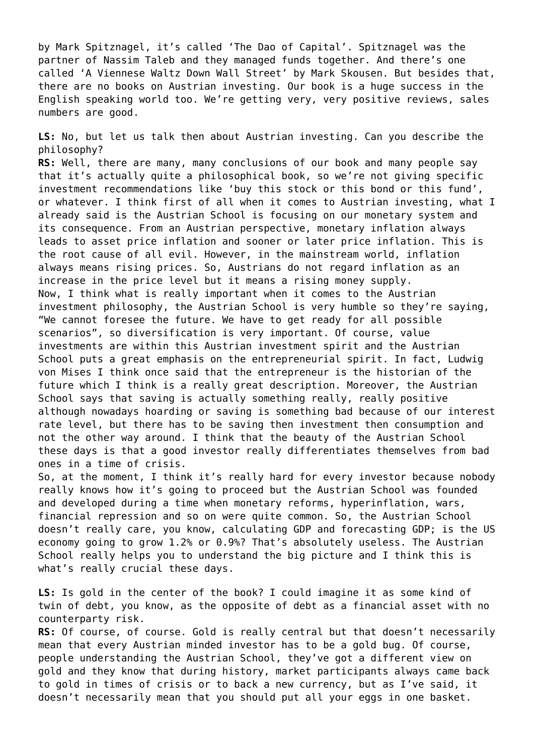by Mark Spitznagel, it's called 'The Dao of Capital'. Spitznagel was the partner of Nassim Taleb and they managed funds together. And there's one called 'A Viennese Waltz Down Wall Street' by Mark Skousen. But besides that, there are no books on Austrian investing. Our book is a huge success in the English speaking world too. We're getting very, very positive reviews, sales numbers are good.

**LS:** No, but let us talk then about Austrian investing. Can you describe the philosophy?

**RS:** Well, there are many, many conclusions of our book and many people say that it's actually quite a philosophical book, so we're not giving specific investment recommendations like 'buy this stock or this bond or this fund', or whatever. I think first of all when it comes to Austrian investing, what I already said is the Austrian School is focusing on our monetary system and its consequence. From an Austrian perspective, monetary inflation always leads to asset price inflation and sooner or later price inflation. This is the root cause of all evil. However, in the mainstream world, inflation always means rising prices. So, Austrians do not regard inflation as an increase in the price level but it means a rising money supply.

Now, I think what is really important when it comes to the Austrian investment philosophy, the Austrian School is very humble so they're saying, "We cannot foresee the future. We have to get ready for all possible scenarios", so diversification is very important. Of course, value investments are within this Austrian investment spirit and the Austrian School puts a great emphasis on the entrepreneurial spirit. In fact, Ludwig von Mises I think once said that the entrepreneur is the historian of the future which I think is a really great description. Moreover, the Austrian School says that saving is actually something really, really positive although nowadays hoarding or saving is something bad because of our interest rate level, but there has to be saving then investment then consumption and not the other way around. I think that the beauty of the Austrian School these days is that a good investor really differentiates themselves from bad ones in a time of crisis.

So, at the moment, I think it's really hard for every investor because nobody really knows how it's going to proceed but the Austrian School was founded and developed during a time when monetary reforms, hyperinflation, wars, financial repression and so on were quite common. So, the Austrian School doesn't really care, you know, calculating GDP and forecasting GDP; is the US economy going to grow 1.2% or 0.9%? That's absolutely useless. The Austrian School really helps you to understand the big picture and I think this is what's really crucial these days.

**LS:** Is gold in the center of the book? I could imagine it as some kind of twin of debt, you know, as the opposite of debt as a financial asset with no counterparty risk.

**RS:** Of course, of course. Gold is really central but that doesn't necessarily mean that every Austrian minded investor has to be a gold bug. Of course, people understanding the Austrian School, they've got a different view on gold and they know that during history, market participants always came back to gold in times of crisis or to back a new currency, but as I've said, it doesn't necessarily mean that you should put all your eggs in one basket.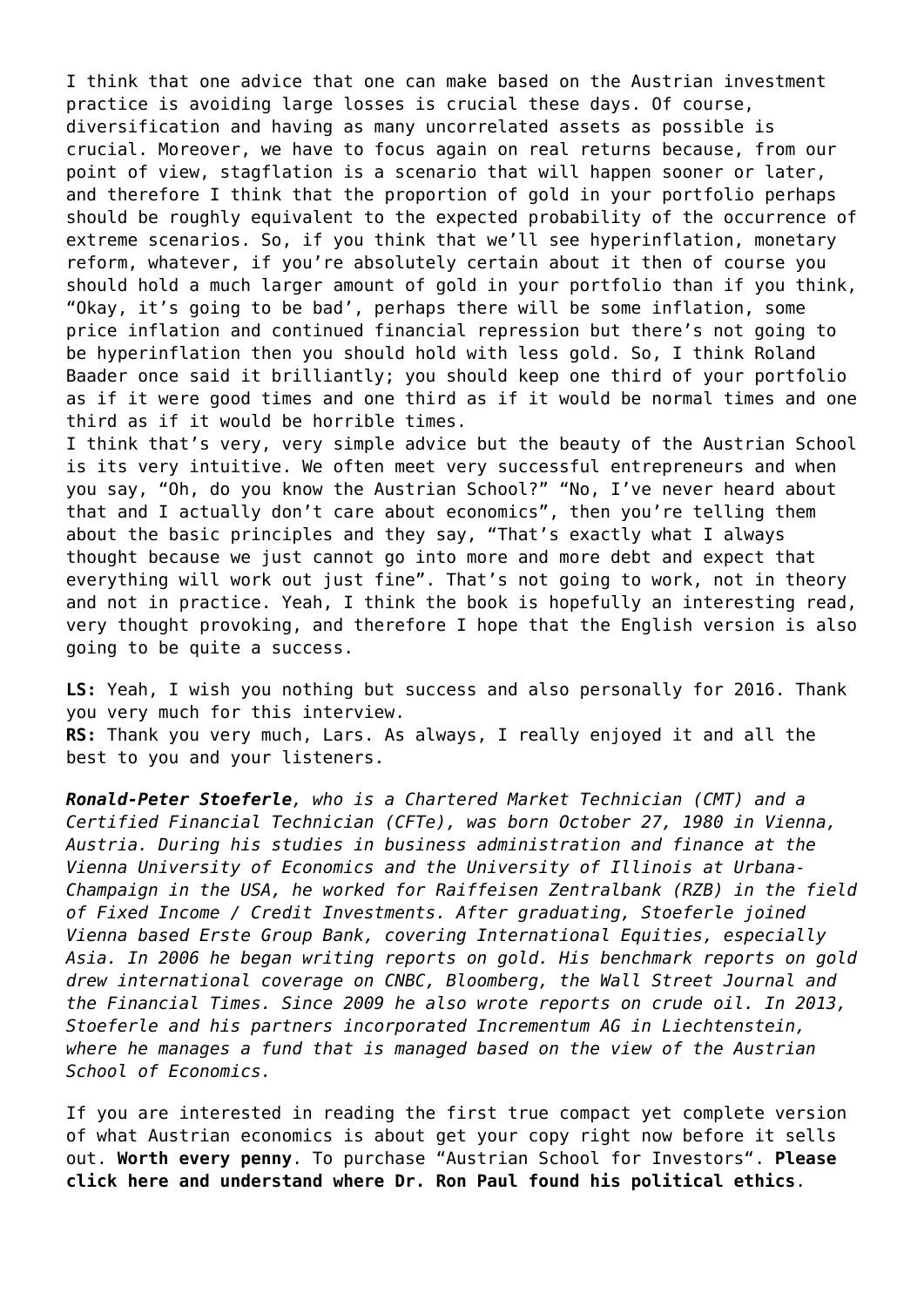I think that one advice that one can make based on the Austrian investment practice is avoiding large losses is crucial these days. Of course, diversification and having as many uncorrelated assets as possible is crucial. Moreover, we have to focus again on real returns because, from our point of view, stagflation is a scenario that will happen sooner or later, and therefore I think that the proportion of gold in your portfolio perhaps should be roughly equivalent to the expected probability of the occurrence of extreme scenarios. So, if you think that we'll see hyperinflation, monetary reform, whatever, if you're absolutely certain about it then of course you should hold a much larger amount of gold in your portfolio than if you think, "Okay, it's going to be bad', perhaps there will be some inflation, some price inflation and continued financial repression but there's not going to be hyperinflation then you should hold with less gold. So, I think Roland Baader once said it brilliantly; you should keep one third of your portfolio as if it were good times and one third as if it would be normal times and one third as if it would be horrible times.

I think that's very, very simple advice but the beauty of the Austrian School is its very intuitive. We often meet very successful entrepreneurs and when you say, "Oh, do you know the Austrian School?" "No, I've never heard about that and I actually don't care about economics", then you're telling them about the basic principles and they say, "That's exactly what I always thought because we just cannot go into more and more debt and expect that everything will work out just fine". That's not going to work, not in theory and not in practice. Yeah, I think the book is hopefully an interesting read, very thought provoking, and therefore I hope that the English version is also going to be quite a success.

**LS:** Yeah, I wish you nothing but success and also personally for 2016. Thank you very much for this interview.

**RS:** Thank you very much, Lars. As always, I really enjoyed it and all the best to you and your listeners.

***Ronald-Peter Stoeferle****, who is a Chartered Market Technician (CMT) and a Certified Financial Technician (CFTe), was born October 27, 1980 in Vienna, Austria. During his studies in business administration and finance at the Vienna University of Economics and the University of Illinois at Urbana-Champaign in the USA, he worked for Raiffeisen Zentralbank (RZB) in the field of Fixed Income / Credit Investments. After graduating, Stoeferle joined Vienna based Erste Group Bank, covering International Equities, especially Asia. In 2006 he began writing reports on gold. His benchmark reports on gold drew international coverage on CNBC, Bloomberg, the Wall Street Journal and the Financial Times. Since 2009 he also wrote reports on crude oil. In 2013, Stoeferle and his partners incorporated Incrementum AG in Liechtenstein, where he manages a fund that is managed based on the view of the Austrian School of Economics.*

If you are interested in reading the first true compact yet complete version of what Austrian economics is about get your copy right now before it sells out. **Worth every penny**. To purchase "Austrian School for Investors". **Please click here and understand where Dr. Ron Paul found his political ethics**.